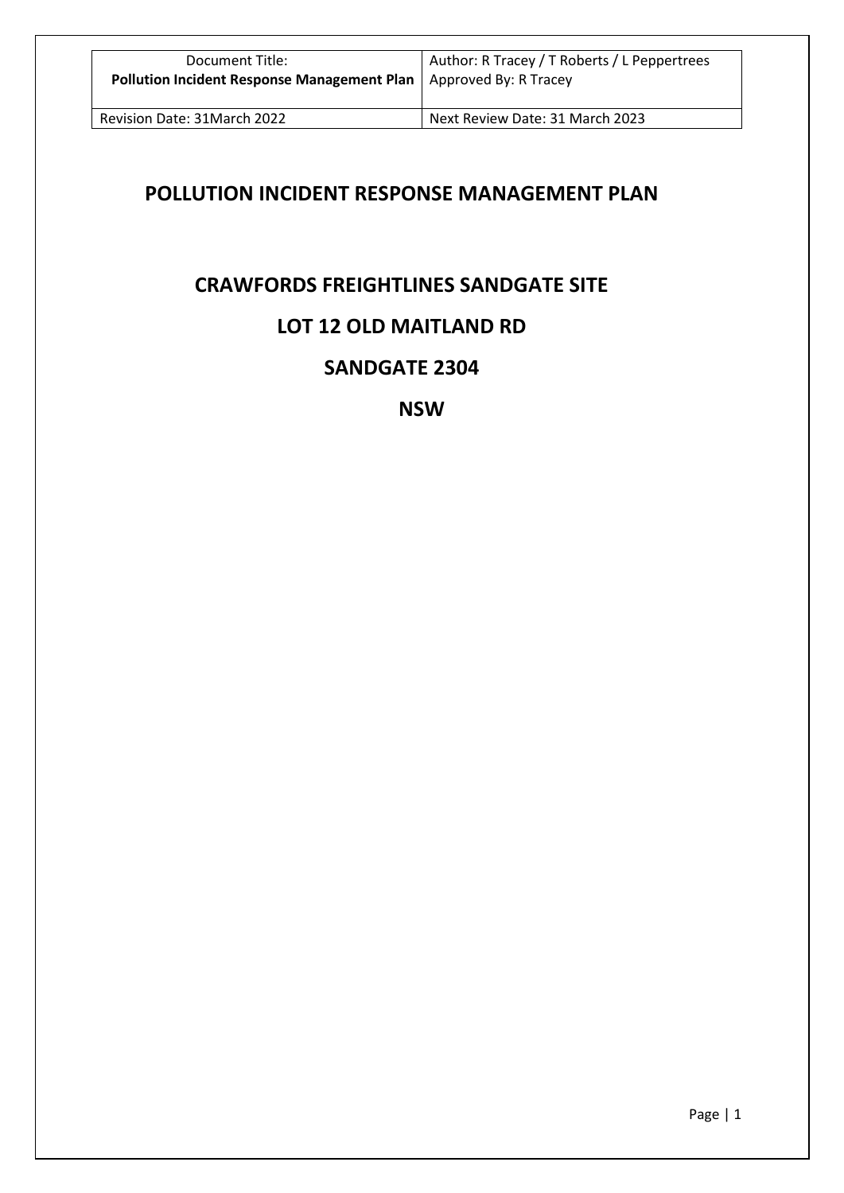# POLLUTION INCIDENT RESPONSE MANAGEMENT PLAN

## CRAWFORDS FREIGHTLINES SANDGATE SITE

## LOT 12 OLD MAITLAND RD

## SANDGATE 2304

## NSW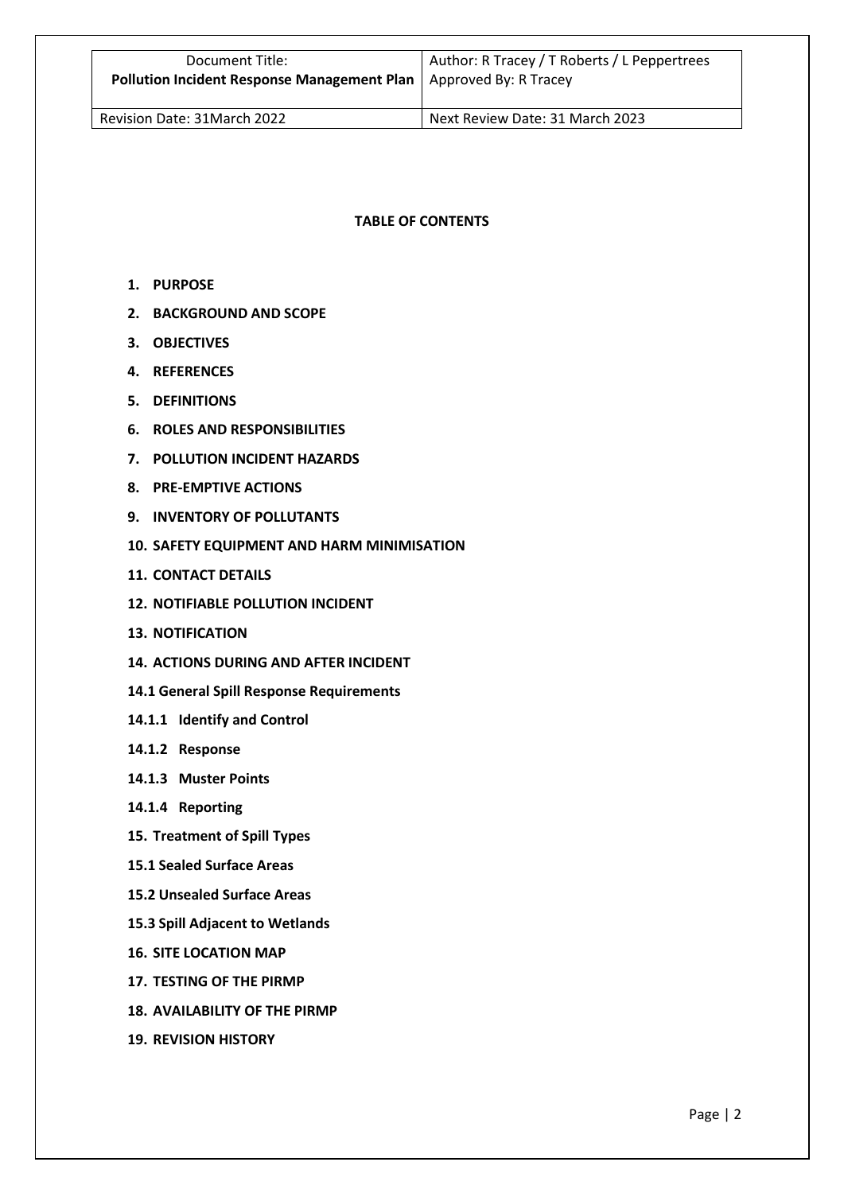| Document Title: Pollution Incident Response Management Plan | Author: R Tracey / T Roberts / L Peppertrees Approved By: R Tracey |
| --- | --- |
| Revision Date: 31March 2022 | Next Review Date: 31 March 2023 |

**TABLE OF CONTENTS**

1. **PURPOSE**
2. **BACKGROUND AND SCOPE**
3. **OBJECTIVES**
4. **REFERENCES**
5. **DEFINITIONS**
6. **ROLES AND RESPONSIBILITIES**
7. **POLLUTION INCIDENT HAZARDS**
8. **PRE-EMPTIVE ACTIONS**
9. **INVENTORY OF POLLUTANTS**
10. **SAFETY EQUIPMENT AND HARM MINIMISATION**
11. **CONTACT DETAILS**
12. **NOTIFIABLE POLLUTION INCIDENT**
13. **NOTIFICATION**
14. **ACTIONS DURING AND AFTER INCIDENT**

**14.1 General Spill Response Requirements**

**14.1.1 Identify and Control**

**14.1.2 Response**

**14.1.3 Muster Points**

**14.1.4 Reporting**

**15. Treatment of Spill Types**

**15.1 Sealed Surface Areas**

**15.2 Unsealed Surface Areas**

**15.3 Spill Adjacent to Wetlands**

**16. SITE LOCATION MAP**

**17. TESTING OF THE PIRMP**

**18. AVAILABILITY OF THE PIRMP**

**19. REVISION HISTORY**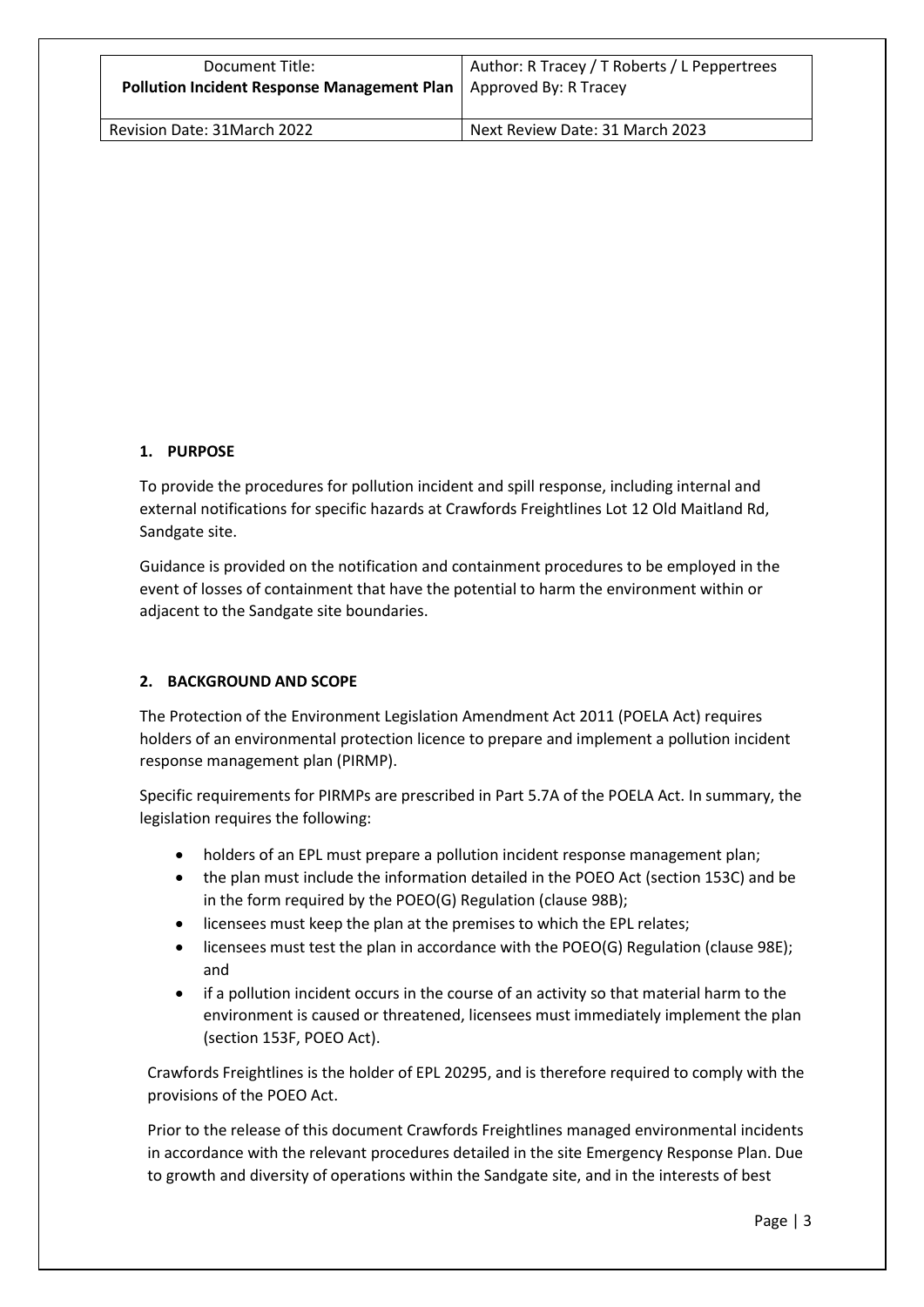## 1. PURPOSE

To provide the procedures for pollution incident and spill response, including internal and external notifications for specific hazards at Crawfords Freightlines Lot 12 Old Maitland Rd, Sandgate site.

Guidance is provided on the notification and containment procedures to be employed in the event of losses of containment that have the potential to harm the environment within or adjacent to the Sandgate site boundaries.

## 2. BACKGROUND AND SCOPE

The Protection of the Environment Legislation Amendment Act 2011 (POELA Act) requires holders of an environmental protection licence to prepare and implement a pollution incident response management plan (PIRMP).

Specific requirements for PIRMPs are prescribed in Part 5.7A of the POELA Act. In summary, the legislation requires the following:

- holders of an EPL must prepare a pollution incident response management plan;
- the plan must include the information detailed in the POEO Act (section 153C) and be in the form required by the POEO(G) Regulation (clause 98B);
- licensees must keep the plan at the premises to which the EPL relates;
- licensees must test the plan in accordance with the POEO(G) Regulation (clause 98E); and
- if a pollution incident occurs in the course of an activity so that material harm to the environment is caused or threatened, licensees must immediately implement the plan (section 153F, POEO Act).

Crawfords Freightlines is the holder of EPL 20295, and is therefore required to comply with the provisions of the POEO Act.

Prior to the release of this document Crawfords Freightlines managed environmental incidents in accordance with the relevant procedures detailed in the site Emergency Response Plan. Due to growth and diversity of operations within the Sandgate site, and in the interests of best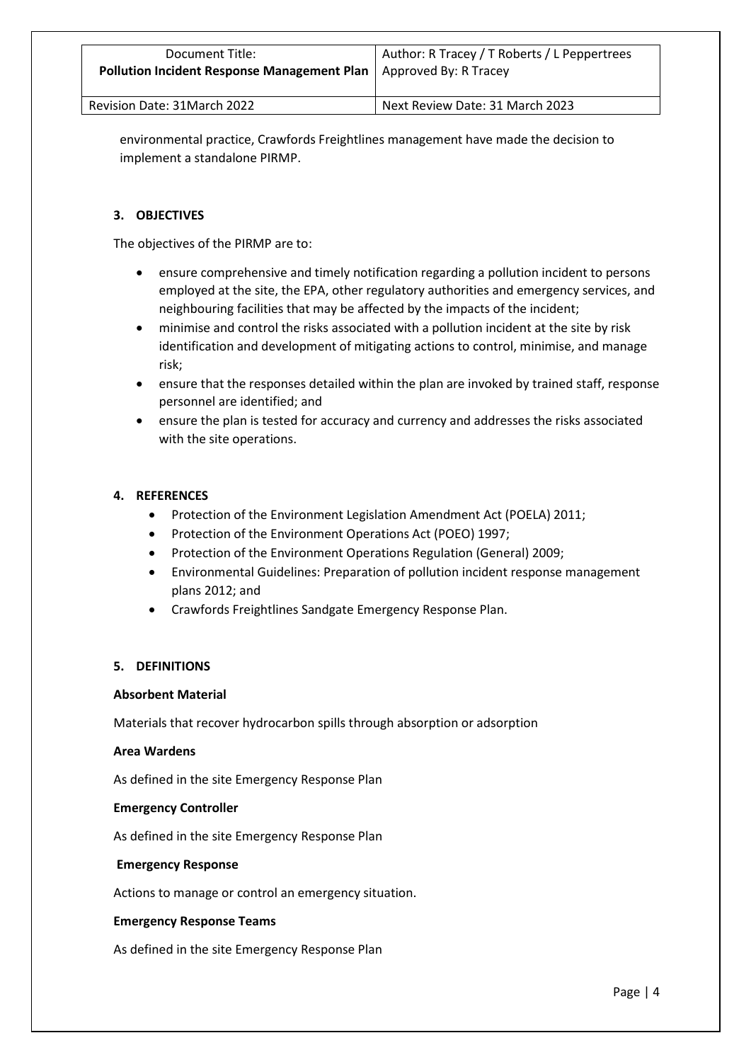environmental practice, Crawfords Freightlines management have made the decision to implement a standalone PIRMP.

## 3. OBJECTIVES

The objectives of the PIRMP are to:

- ensure comprehensive and timely notification regarding a pollution incident to persons employed at the site, the EPA, other regulatory authorities and emergency services, and neighbouring facilities that may be affected by the impacts of the incident;
- minimise and control the risks associated with a pollution incident at the site by risk identification and development of mitigating actions to control, minimise, and manage risk;
- ensure that the responses detailed within the plan are invoked by trained staff, response personnel are identified; and
- ensure the plan is tested for accuracy and currency and addresses the risks associated with the site operations.

## 4. REFERENCES

- Protection of the Environment Legislation Amendment Act (POELA) 2011;
- Protection of the Environment Operations Act (POEO) 1997;
- Protection of the Environment Operations Regulation (General) 2009;
- Environmental Guidelines: Preparation of pollution incident response management plans 2012; and
- Crawfords Freightlines Sandgate Emergency Response Plan.

## 5. DEFINITIONS

**Absorbent Material**

Materials that recover hydrocarbon spills through absorption or adsorption

**Area Wardens**

As defined in the site Emergency Response Plan

**Emergency Controller**

As defined in the site Emergency Response Plan

**Emergency Response**

Actions to manage or control an emergency situation.

**Emergency Response Teams**

As defined in the site Emergency Response Plan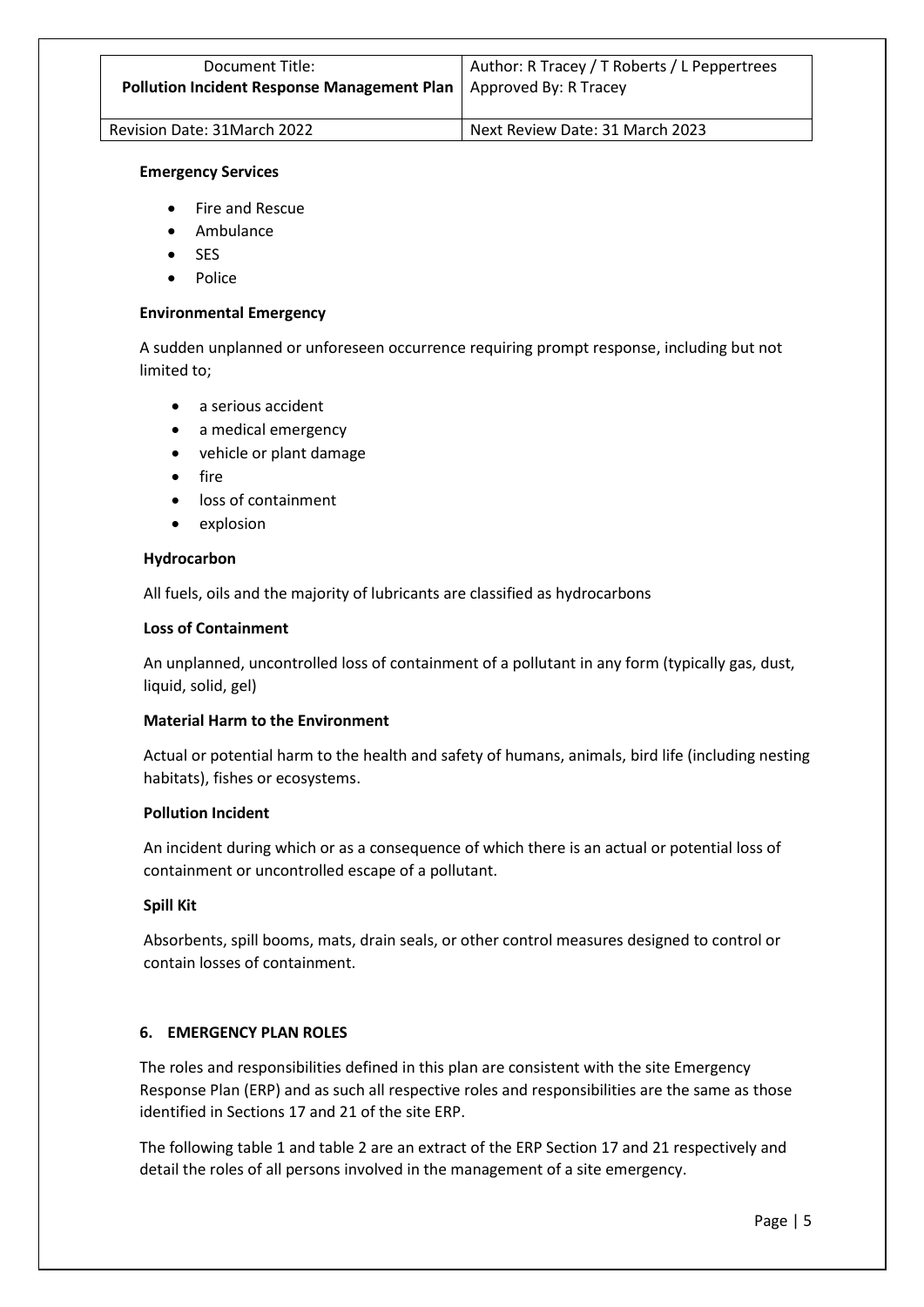**Emergency Services**

- Fire and Rescue
- Ambulance
- SES
- Police

**Environmental Emergency**

A sudden unplanned or unforeseen occurrence requiring prompt response, including but not limited to;

- a serious accident
- a medical emergency
- vehicle or plant damage
- fire
- loss of containment
- explosion

**Hydrocarbon**

All fuels, oils and the majority of lubricants are classified as hydrocarbons

**Loss of Containment**

An unplanned, uncontrolled loss of containment of a pollutant in any form (typically gas, dust, liquid, solid, gel)

**Material Harm to the Environment**

Actual or potential harm to the health and safety of humans, animals, bird life (including nesting habitats), fishes or ecosystems.

**Pollution Incident**

An incident during which or as a consequence of which there is an actual or potential loss of containment or uncontrolled escape of a pollutant.

**Spill Kit**

Absorbents, spill booms, mats, drain seals, or other control measures designed to control or contain losses of containment.

## 6. EMERGENCY PLAN ROLES

The roles and responsibilities defined in this plan are consistent with the site Emergency Response Plan (ERP) and as such all respective roles and responsibilities are the same as those identified in Sections 17 and 21 of the site ERP.

The following table 1 and table 2 are an extract of the ERP Section 17 and 21 respectively and detail the roles of all persons involved in the management of a site emergency.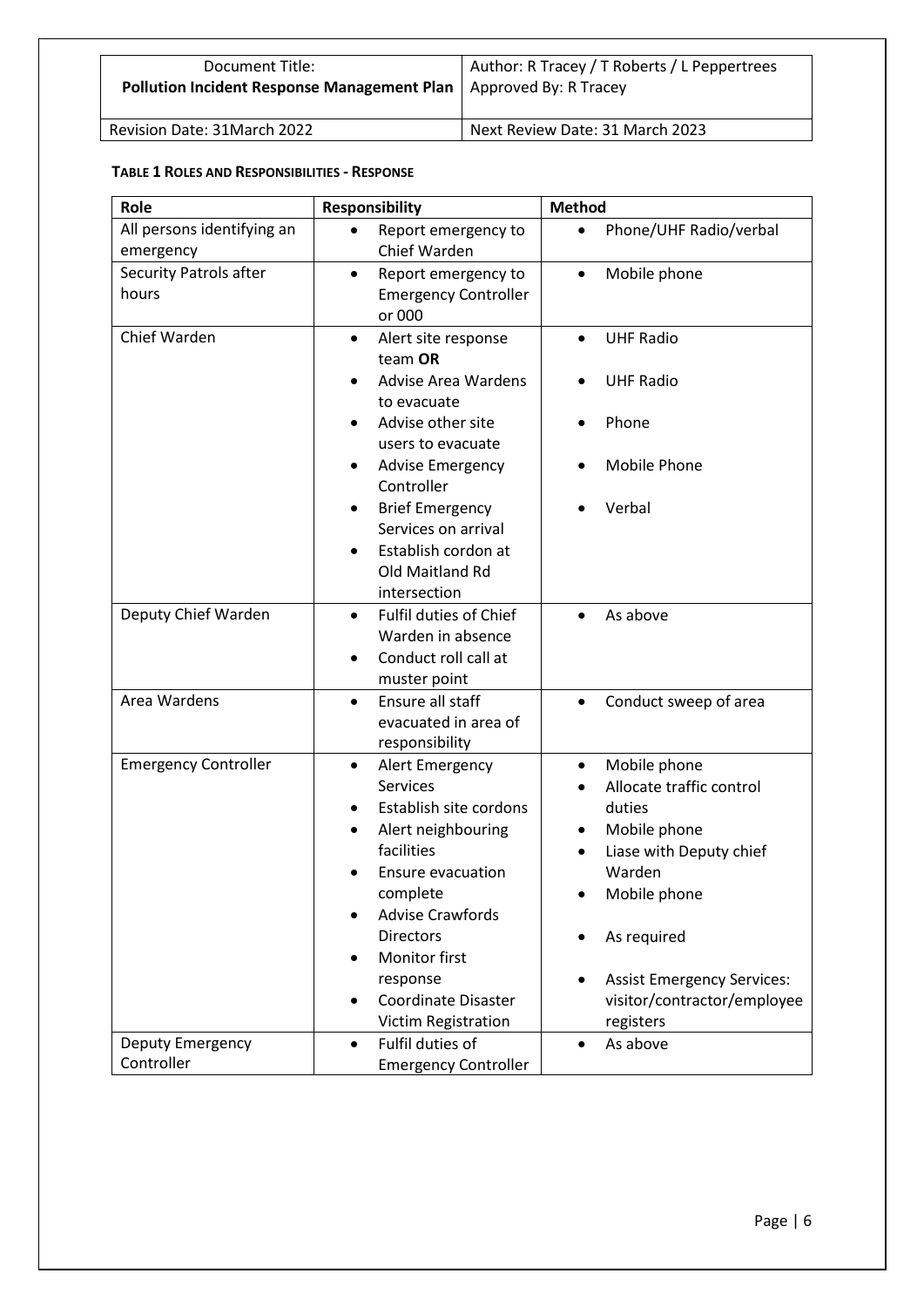**TABLE 1 ROLES AND RESPONSIBILITIES - RESPONSE**

| Role | Responsibility | Method |
|---|---|---|
| All persons identifying an emergency | • Report emergency to Chief Warden | • Phone/UHF Radio/verbal |
| Security Patrols after hours | • Report emergency to Emergency Controller or 000 | • Mobile phone |
| Chief Warden | • Alert site response team **OR**<br>• Advise Area Wardens to evacuate<br>• Advise other site users to evacuate<br>• Advise Emergency Controller<br>• Brief Emergency Services on arrival<br>• Establish cordon at Old Maitland Rd intersection | • UHF Radio<br>• UHF Radio<br>• Phone<br>• Mobile Phone<br>• Verbal |
| Deputy Chief Warden | • Fulfil duties of Chief Warden in absence<br>• Conduct roll call at muster point | • As above |
| Area Wardens | • Ensure all staff evacuated in area of responsibility | • Conduct sweep of area |
| Emergency Controller | • Alert Emergency Services<br>• Establish site cordons<br>• Alert neighbouring facilities<br>• Ensure evacuation complete<br>• Advise Crawfords Directors<br>• Monitor first response<br>• Coordinate Disaster Victim Registration | • Mobile phone<br>• Allocate traffic control duties<br>• Mobile phone<br>• Liase with Deputy chief Warden<br>• Mobile phone<br>• As required<br>• Assist Emergency Services: visitor/contractor/employee registers |
| Deputy Emergency Controller | • Fulfil duties of Emergency Controller | • As above |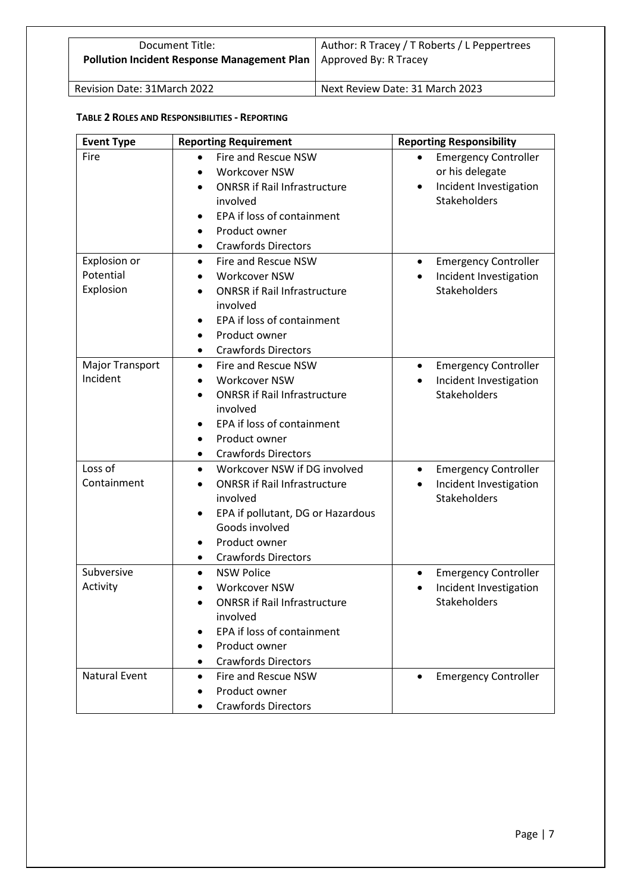**TABLE 2 ROLES AND RESPONSIBILITIES - REPORTING**

| Event Type | Reporting Requirement | Reporting Responsibility |
|---|---|---|
| Fire | • Fire and Rescue NSW<br>• Workcover NSW<br>• ONRSR if Rail Infrastructure involved<br>• EPA if loss of containment<br>• Product owner<br>• Crawfords Directors | • Emergency Controller or his delegate<br>• Incident Investigation Stakeholders |
| Explosion or Potential Explosion | • Fire and Rescue NSW<br>• Workcover NSW<br>• ONRSR if Rail Infrastructure involved<br>• EPA if loss of containment<br>• Product owner<br>• Crawfords Directors | • Emergency Controller<br>• Incident Investigation Stakeholders |
| Major Transport Incident | • Fire and Rescue NSW<br>• Workcover NSW<br>• ONRSR if Rail Infrastructure involved<br>• EPA if loss of containment<br>• Product owner<br>• Crawfords Directors | • Emergency Controller<br>• Incident Investigation Stakeholders |
| Loss of Containment | • Workcover NSW if DG involved<br>• ONRSR if Rail Infrastructure involved<br>• EPA if pollutant, DG or Hazardous Goods involved<br>• Product owner<br>• Crawfords Directors | • Emergency Controller<br>• Incident Investigation Stakeholders |
| Subversive Activity | • NSW Police<br>• Workcover NSW<br>• ONRSR if Rail Infrastructure involved<br>• EPA if loss of containment<br>• Product owner<br>• Crawfords Directors | • Emergency Controller<br>• Incident Investigation Stakeholders |
| Natural Event | • Fire and Rescue NSW<br>• Product owner<br>• Crawfords Directors | • Emergency Controller |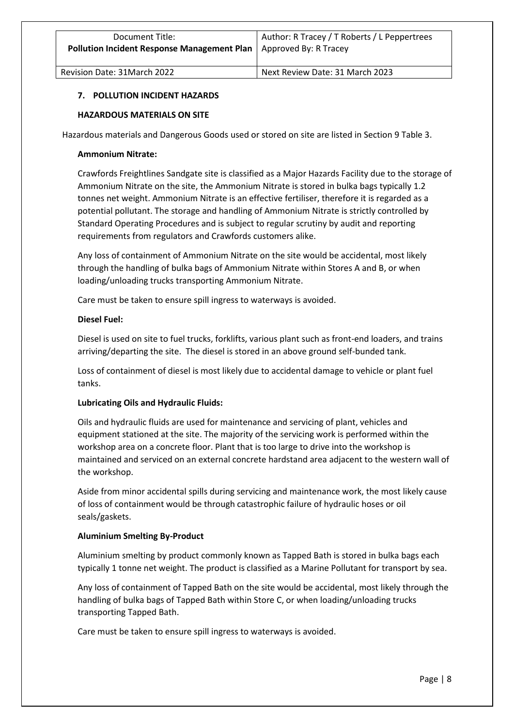## 7. POLLUTION INCIDENT HAZARDS

### HAZARDOUS MATERIALS ON SITE

Hazardous materials and Dangerous Goods used or stored on site are listed in Section 9 Table 3.

**Ammonium Nitrate:**

Crawfords Freightlines Sandgate site is classified as a Major Hazards Facility due to the storage of Ammonium Nitrate on the site, the Ammonium Nitrate is stored in bulka bags typically 1.2 tonnes net weight. Ammonium Nitrate is an effective fertiliser, therefore it is regarded as a potential pollutant. The storage and handling of Ammonium Nitrate is strictly controlled by Standard Operating Procedures and is subject to regular scrutiny by audit and reporting requirements from regulators and Crawfords customers alike.

Any loss of containment of Ammonium Nitrate on the site would be accidental, most likely through the handling of bulka bags of Ammonium Nitrate within Stores A and B, or when loading/unloading trucks transporting Ammonium Nitrate.

Care must be taken to ensure spill ingress to waterways is avoided.

**Diesel Fuel:**

Diesel is used on site to fuel trucks, forklifts, various plant such as front-end loaders, and trains arriving/departing the site. The diesel is stored in an above ground self-bunded tank.

Loss of containment of diesel is most likely due to accidental damage to vehicle or plant fuel tanks.

**Lubricating Oils and Hydraulic Fluids:**

Oils and hydraulic fluids are used for maintenance and servicing of plant, vehicles and equipment stationed at the site. The majority of the servicing work is performed within the workshop area on a concrete floor. Plant that is too large to drive into the workshop is maintained and serviced on an external concrete hardstand area adjacent to the western wall of the workshop.

Aside from minor accidental spills during servicing and maintenance work, the most likely cause of loss of containment would be through catastrophic failure of hydraulic hoses or oil seals/gaskets.

**Aluminium Smelting By-Product**

Aluminium smelting by product commonly known as Tapped Bath is stored in bulka bags each typically 1 tonne net weight. The product is classified as a Marine Pollutant for transport by sea.

Any loss of containment of Tapped Bath on the site would be accidental, most likely through the handling of bulka bags of Tapped Bath within Store C, or when loading/unloading trucks transporting Tapped Bath.

Care must be taken to ensure spill ingress to waterways is avoided.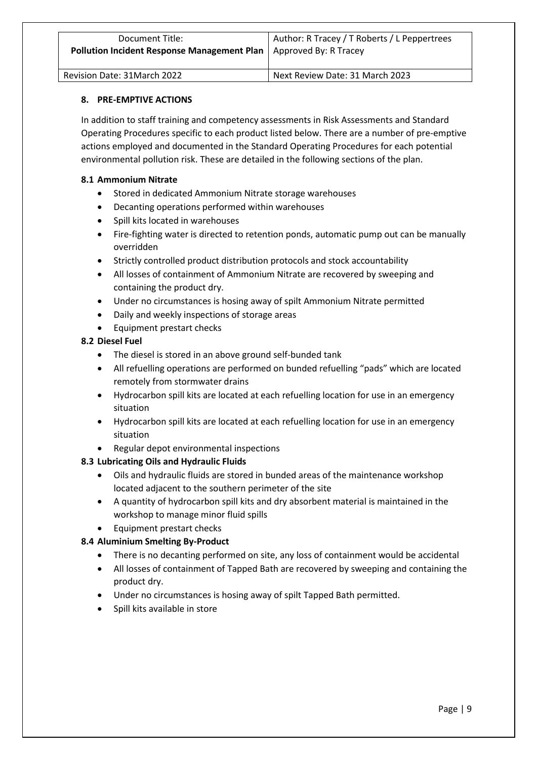## 8. PRE-EMPTIVE ACTIONS

In addition to staff training and competency assessments in Risk Assessments and Standard Operating Procedures specific to each product listed below. There are a number of pre-emptive actions employed and documented in the Standard Operating Procedures for each potential environmental pollution risk. These are detailed in the following sections of the plan.

### 8.1 Ammonium Nitrate

- Stored in dedicated Ammonium Nitrate storage warehouses
- Decanting operations performed within warehouses
- Spill kits located in warehouses
- Fire-fighting water is directed to retention ponds, automatic pump out can be manually overridden
- Strictly controlled product distribution protocols and stock accountability
- All losses of containment of Ammonium Nitrate are recovered by sweeping and containing the product dry.
- Under no circumstances is hosing away of spilt Ammonium Nitrate permitted
- Daily and weekly inspections of storage areas
- Equipment prestart checks

### 8.2 Diesel Fuel

- The diesel is stored in an above ground self-bunded tank
- All refuelling operations are performed on bunded refuelling "pads" which are located remotely from stormwater drains
- Hydrocarbon spill kits are located at each refuelling location for use in an emergency situation
- Hydrocarbon spill kits are located at each refuelling location for use in an emergency situation
- Regular depot environmental inspections

### 8.3 Lubricating Oils and Hydraulic Fluids

- Oils and hydraulic fluids are stored in bunded areas of the maintenance workshop located adjacent to the southern perimeter of the site
- A quantity of hydrocarbon spill kits and dry absorbent material is maintained in the workshop to manage minor fluid spills
- Equipment prestart checks

### 8.4 Aluminium Smelting By-Product

- There is no decanting performed on site, any loss of containment would be accidental
- All losses of containment of Tapped Bath are recovered by sweeping and containing the product dry.
- Under no circumstances is hosing away of spilt Tapped Bath permitted.
- Spill kits available in store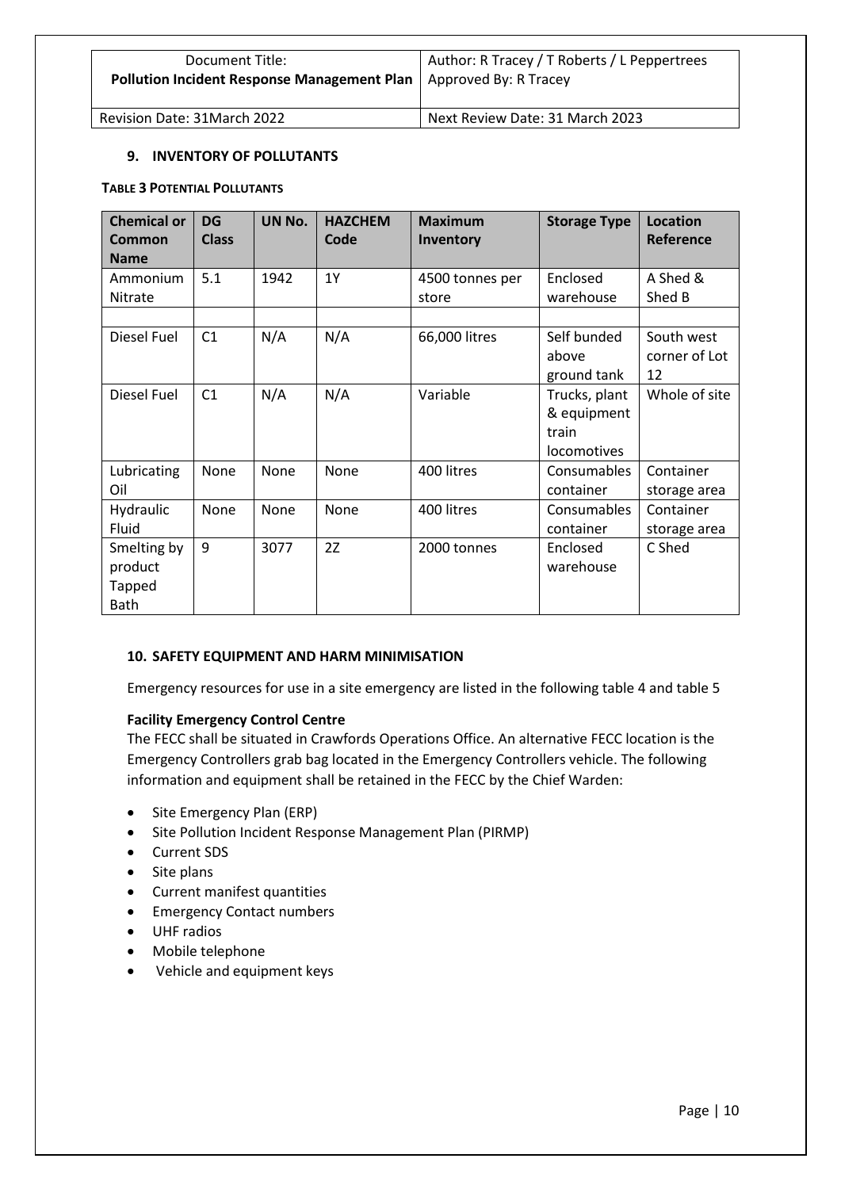## 9. INVENTORY OF POLLUTANTS

**TABLE 3 POTENTIAL POLLUTANTS**

| Chemical or Common Name | DG Class | UN No. | HAZCHEM Code | Maximum Inventory | Storage Type | Location Reference |
|---|---|---|---|---|---|---|
| Ammonium Nitrate | 5.1 | 1942 | 1Y | 4500 tonnes per store | Enclosed warehouse | A Shed & Shed B |
| | | | | | | |
| Diesel Fuel | C1 | N/A | N/A | 66,000 litres | Self bunded above ground tank | South west corner of Lot 12 |
| Diesel Fuel | C1 | N/A | N/A | Variable | Trucks, plant & equipment train locomotives | Whole of site |
| Lubricating Oil | None | None | None | 400 litres | Consumables container | Container storage area |
| Hydraulic Fluid | None | None | None | 400 litres | Consumables container | Container storage area |
| Smelting by product Tapped Bath | 9 | 3077 | 2Z | 2000 tonnes | Enclosed warehouse | C Shed |

## 10. SAFETY EQUIPMENT AND HARM MINIMISATION

Emergency resources for use in a site emergency are listed in the following table 4 and table 5

**Facility Emergency Control Centre**

The FECC shall be situated in Crawfords Operations Office. An alternative FECC location is the Emergency Controllers grab bag located in the Emergency Controllers vehicle. The following information and equipment shall be retained in the FECC by the Chief Warden:

- Site Emergency Plan (ERP)
- Site Pollution Incident Response Management Plan (PIRMP)
- Current SDS
- Site plans
- Current manifest quantities
- Emergency Contact numbers
- UHF radios
- Mobile telephone
- Vehicle and equipment keys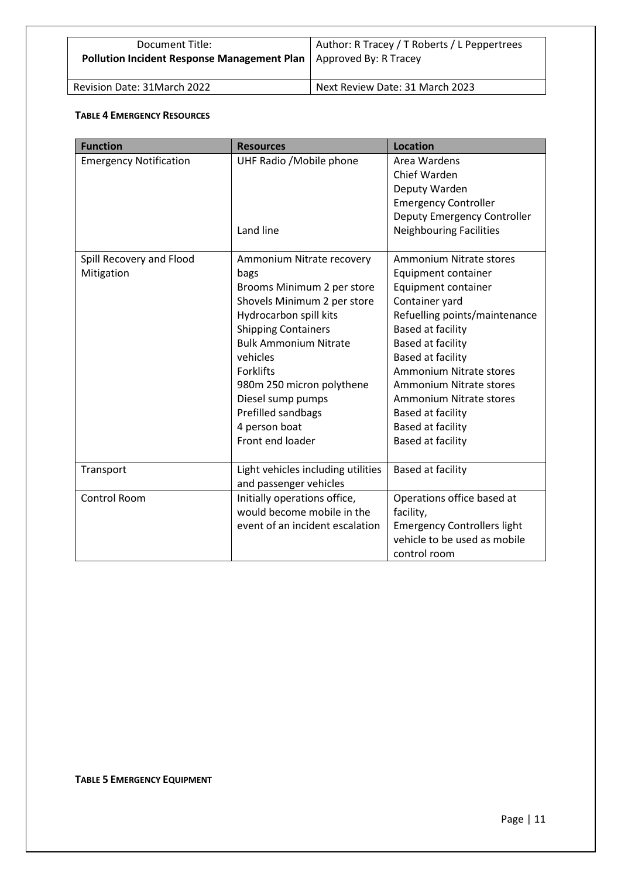**TABLE 4 EMERGENCY RESOURCES**

| Function | Resources | Location |
|---|---|---|
| Emergency Notification | UHF Radio /Mobile phone<br><br><br><br><br>Land line | Area Wardens<br>Chief Warden<br>Deputy Warden<br>Emergency Controller<br>Deputy Emergency Controller<br>Neighbouring Facilities |
| Spill Recovery and Flood Mitigation | Ammonium Nitrate recovery bags<br>Brooms Minimum 2 per store<br>Shovels Minimum 2 per store<br>Hydrocarbon spill kits<br>Shipping Containers<br>Bulk Ammonium Nitrate vehicles<br>Forklifts<br>980m 250 micron polythene<br>Diesel sump pumps<br>Prefilled sandbags<br>4 person boat<br>Front end loader | Ammonium Nitrate stores<br>Equipment container<br>Equipment container<br>Container yard<br>Refuelling points/maintenance<br>Based at facility<br>Based at facility<br>Based at facility<br>Ammonium Nitrate stores<br>Ammonium Nitrate stores<br>Ammonium Nitrate stores<br>Based at facility<br>Based at facility<br>Based at facility |
| Transport | Light vehicles including utilities and passenger vehicles | Based at facility |
| Control Room | Initially operations office, would become mobile in the event of an incident escalation | Operations office based at facility,<br>Emergency Controllers light vehicle to be used as mobile control room |

**TABLE 5 EMERGENCY EQUIPMENT**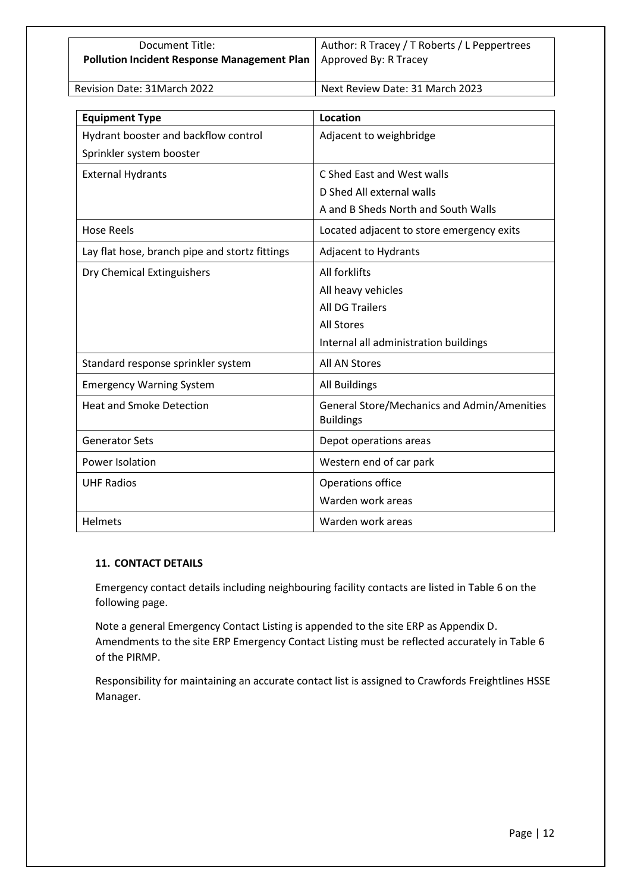| Equipment Type | Location |
|---|---|
| Hydrant booster and backflow control<br>Sprinkler system booster | Adjacent to weighbridge |
| External Hydrants | C Shed East and West walls<br>D Shed All external walls<br>A and B Sheds North and South Walls |
| Hose Reels | Located adjacent to store emergency exits |
| Lay flat hose, branch pipe and stortz fittings | Adjacent to Hydrants |
| Dry Chemical Extinguishers | All forklifts<br>All heavy vehicles<br>All DG Trailers<br>All Stores<br>Internal all administration buildings |
| Standard response sprinkler system | All AN Stores |
| Emergency Warning System | All Buildings |
| Heat and Smoke Detection | General Store/Mechanics and Admin/Amenities Buildings |
| Generator Sets | Depot operations areas |
| Power Isolation | Western end of car park |
| UHF Radios | Operations office<br>Warden work areas |
| Helmets | Warden work areas |

## 11. CONTACT DETAILS

Emergency contact details including neighbouring facility contacts are listed in Table 6 on the following page.

Note a general Emergency Contact Listing is appended to the site ERP as Appendix D. Amendments to the site ERP Emergency Contact Listing must be reflected accurately in Table 6 of the PIRMP.

Responsibility for maintaining an accurate contact list is assigned to Crawfords Freightlines HSSE Manager.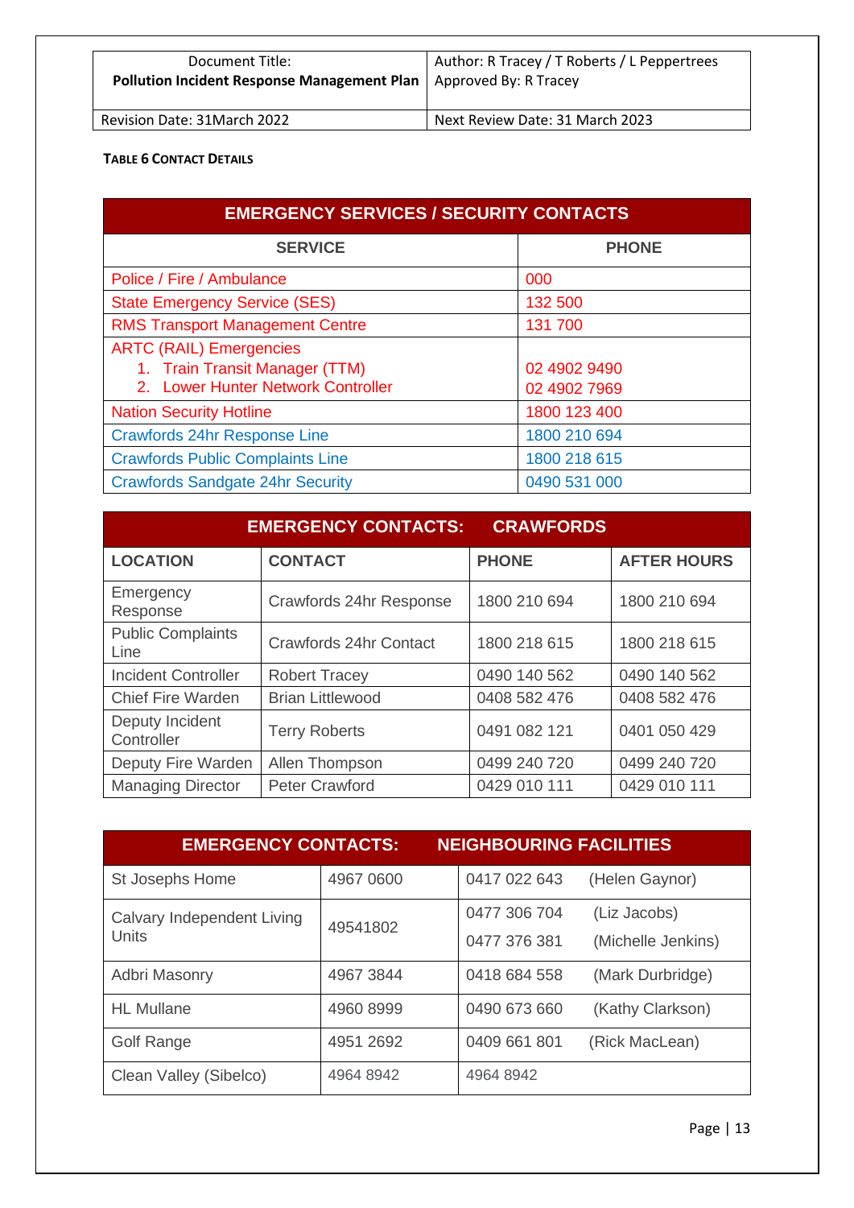**TABLE 6 CONTACT DETAILS**

| EMERGENCY SERVICES / SECURITY CONTACTS | |
|---|---|
| **SERVICE** | **PHONE** |
| Police / Fire / Ambulance | 000 |
| State Emergency Service (SES) | 132 500 |
| RMS Transport Management Centre | 131 700 |
| ARTC (RAIL) Emergencies<br>1. Train Transit Manager (TTM)<br>2. Lower Hunter Network Controller | <br>02 4902 9490<br>02 4902 7969 |
| Nation Security Hotline | 1800 123 400 |
| Crawfords 24hr Response Line | 1800 210 694 |
| Crawfords Public Complaints Line | 1800 218 615 |
| Crawfords Sandgate 24hr Security | 0490 531 000 |

| EMERGENCY CONTACTS: CRAWFORDS | | | |
|---|---|---|---|
| **LOCATION** | **CONTACT** | **PHONE** | **AFTER HOURS** |
| Emergency Response | Crawfords 24hr Response | 1800 210 694 | 1800 210 694 |
| Public Complaints Line | Crawfords 24hr Contact | 1800 218 615 | 1800 218 615 |
| Incident Controller | Robert Tracey | 0490 140 562 | 0490 140 562 |
| Chief Fire Warden | Brian Littlewood | 0408 582 476 | 0408 582 476 |
| Deputy Incident Controller | Terry Roberts | 0491 082 121 | 0401 050 429 |
| Deputy Fire Warden | Allen Thompson | 0499 240 720 | 0499 240 720 |
| Managing Director | Peter Crawford | 0429 010 111 | 0429 010 111 |

| EMERGENCY CONTACTS: NEIGHBOURING FACILITIES | | | |
|---|---|---|---|
| St Josephs Home | 4967 0600 | 0417 022 643 | (Helen Gaynor) |
| Calvary Independent Living Units | 49541802 | 0477 306 704<br>0477 376 381 | (Liz Jacobs)<br>(Michelle Jenkins) |
| Adbri Masonry | 4967 3844 | 0418 684 558 | (Mark Durbridge) |
| HL Mullane | 4960 8999 | 0490 673 660 | (Kathy Clarkson) |
| Golf Range | 4951 2692 | 0409 661 801 | (Rick MacLean) |
| Clean Valley (Sibelco) | 4964 8942 | 4964 8942 | |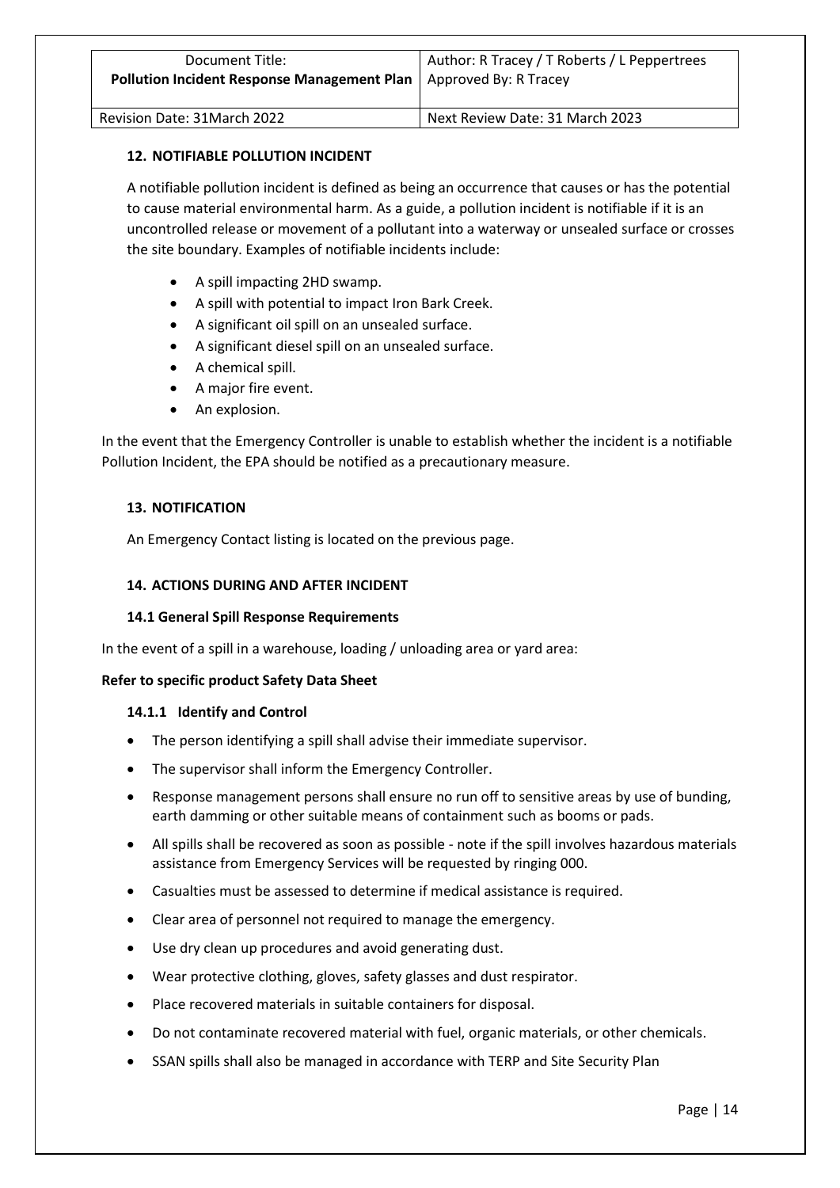## 12. NOTIFIABLE POLLUTION INCIDENT

A notifiable pollution incident is defined as being an occurrence that causes or has the potential to cause material environmental harm. As a guide, a pollution incident is notifiable if it is an uncontrolled release or movement of a pollutant into a waterway or unsealed surface or crosses the site boundary. Examples of notifiable incidents include:

- A spill impacting 2HD swamp.
- A spill with potential to impact Iron Bark Creek.
- A significant oil spill on an unsealed surface.
- A significant diesel spill on an unsealed surface.
- A chemical spill.
- A major fire event.
- An explosion.

In the event that the Emergency Controller is unable to establish whether the incident is a notifiable Pollution Incident, the EPA should be notified as a precautionary measure.

## 13. NOTIFICATION

An Emergency Contact listing is located on the previous page.

## 14. ACTIONS DURING AND AFTER INCIDENT

### 14.1 General Spill Response Requirements

In the event of a spill in a warehouse, loading / unloading area or yard area:

**Refer to specific product Safety Data Sheet**

#### 14.1.1 Identify and Control

- The person identifying a spill shall advise their immediate supervisor.
- The supervisor shall inform the Emergency Controller.
- Response management persons shall ensure no run off to sensitive areas by use of bunding, earth damming or other suitable means of containment such as booms or pads.
- All spills shall be recovered as soon as possible - note if the spill involves hazardous materials assistance from Emergency Services will be requested by ringing 000.
- Casualties must be assessed to determine if medical assistance is required.
- Clear area of personnel not required to manage the emergency.
- Use dry clean up procedures and avoid generating dust.
- Wear protective clothing, gloves, safety glasses and dust respirator.
- Place recovered materials in suitable containers for disposal.
- Do not contaminate recovered material with fuel, organic materials, or other chemicals.
- SSAN spills shall also be managed in accordance with TERP and Site Security Plan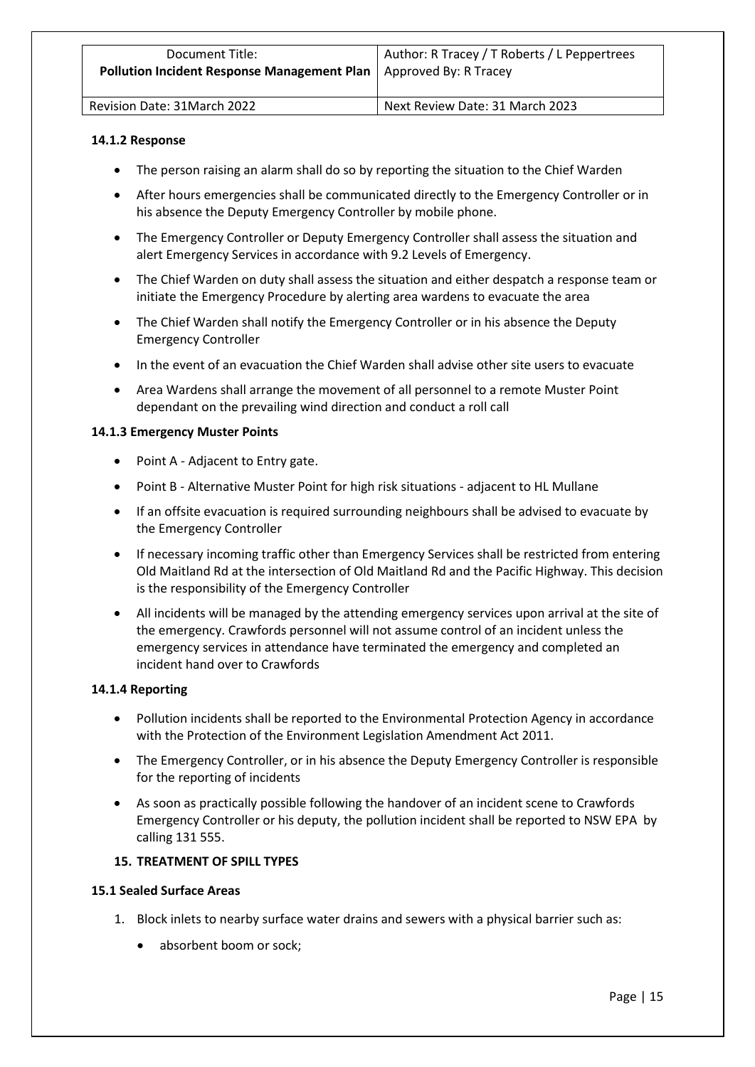#### 14.1.2 Response

- The person raising an alarm shall do so by reporting the situation to the Chief Warden
- After hours emergencies shall be communicated directly to the Emergency Controller or in his absence the Deputy Emergency Controller by mobile phone.
- The Emergency Controller or Deputy Emergency Controller shall assess the situation and alert Emergency Services in accordance with 9.2 Levels of Emergency.
- The Chief Warden on duty shall assess the situation and either despatch a response team or initiate the Emergency Procedure by alerting area wardens to evacuate the area
- The Chief Warden shall notify the Emergency Controller or in his absence the Deputy Emergency Controller
- In the event of an evacuation the Chief Warden shall advise other site users to evacuate
- Area Wardens shall arrange the movement of all personnel to a remote Muster Point dependant on the prevailing wind direction and conduct a roll call

#### 14.1.3 Emergency Muster Points

- Point A - Adjacent to Entry gate.
- Point B - Alternative Muster Point for high risk situations - adjacent to HL Mullane
- If an offsite evacuation is required surrounding neighbours shall be advised to evacuate by the Emergency Controller
- If necessary incoming traffic other than Emergency Services shall be restricted from entering Old Maitland Rd at the intersection of Old Maitland Rd and the Pacific Highway. This decision is the responsibility of the Emergency Controller
- All incidents will be managed by the attending emergency services upon arrival at the site of the emergency. Crawfords personnel will not assume control of an incident unless the emergency services in attendance have terminated the emergency and completed an incident hand over to Crawfords

#### 14.1.4 Reporting

- Pollution incidents shall be reported to the Environmental Protection Agency in accordance with the Protection of the Environment Legislation Amendment Act 2011.
- The Emergency Controller, or in his absence the Deputy Emergency Controller is responsible for the reporting of incidents
- As soon as practically possible following the handover of an incident scene to Crawfords Emergency Controller or his deputy, the pollution incident shall be reported to NSW EPA by calling 131 555.

## 15. TREATMENT OF SPILL TYPES

### 15.1 Sealed Surface Areas

1. Block inlets to nearby surface water drains and sewers with a physical barrier such as:
   - absorbent boom or sock;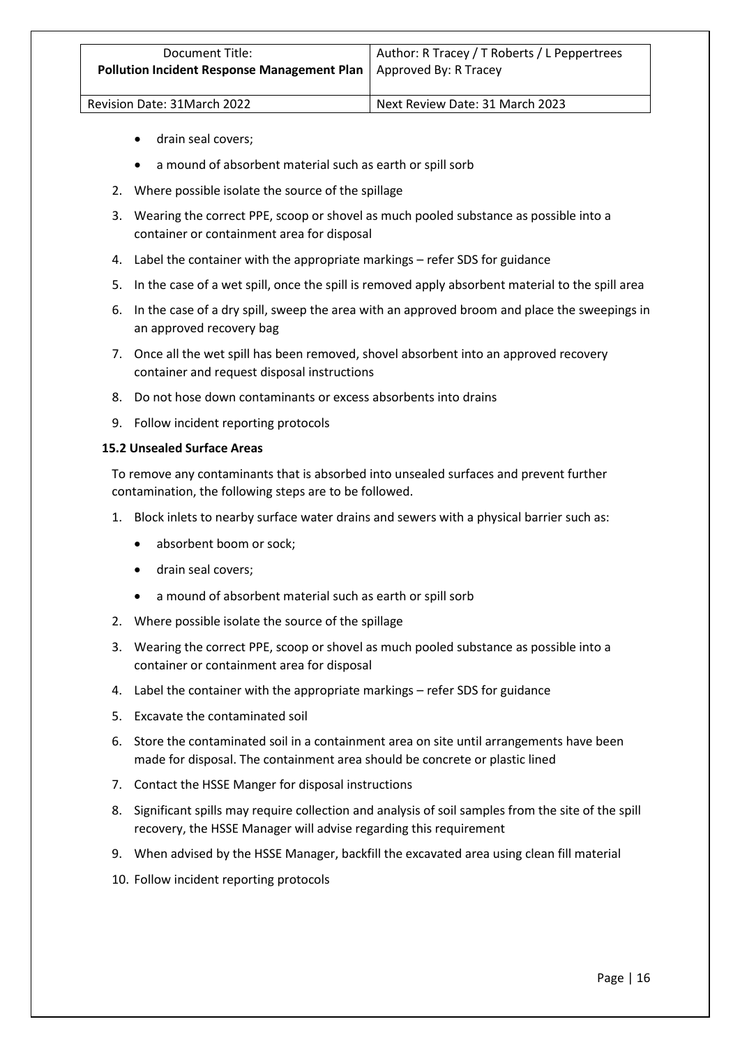- drain seal covers;
- a mound of absorbent material such as earth or spill sorb

2. Where possible isolate the source of the spillage
3. Wearing the correct PPE, scoop or shovel as much pooled substance as possible into a container or containment area for disposal
4. Label the container with the appropriate markings – refer SDS for guidance
5. In the case of a wet spill, once the spill is removed apply absorbent material to the spill area
6. In the case of a dry spill, sweep the area with an approved broom and place the sweepings in an approved recovery bag
7. Once all the wet spill has been removed, shovel absorbent into an approved recovery container and request disposal instructions
8. Do not hose down contaminants or excess absorbents into drains
9. Follow incident reporting protocols

### 15.2 Unsealed Surface Areas

To remove any contaminants that is absorbed into unsealed surfaces and prevent further contamination, the following steps are to be followed.

1. Block inlets to nearby surface water drains and sewers with a physical barrier such as:
   - absorbent boom or sock;
   - drain seal covers;
   - a mound of absorbent material such as earth or spill sorb
2. Where possible isolate the source of the spillage
3. Wearing the correct PPE, scoop or shovel as much pooled substance as possible into a container or containment area for disposal
4. Label the container with the appropriate markings – refer SDS for guidance
5. Excavate the contaminated soil
6. Store the contaminated soil in a containment area on site until arrangements have been made for disposal. The containment area should be concrete or plastic lined
7. Contact the HSSE Manger for disposal instructions
8. Significant spills may require collection and analysis of soil samples from the site of the spill recovery, the HSSE Manager will advise regarding this requirement
9. When advised by the HSSE Manager, backfill the excavated area using clean fill material
10. Follow incident reporting protocols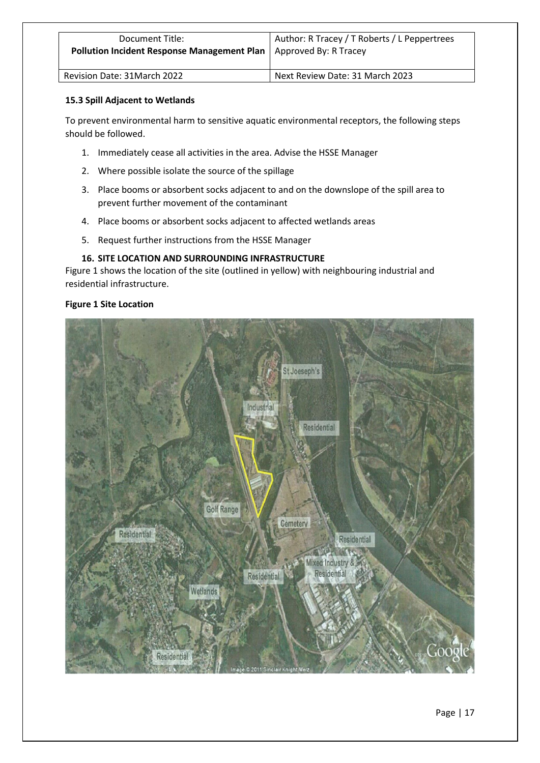### 15.3 Spill Adjacent to Wetlands

To prevent environmental harm to sensitive aquatic environmental receptors, the following steps should be followed.

1. Immediately cease all activities in the area. Advise the HSSE Manager
2. Where possible isolate the source of the spillage
3. Place booms or absorbent socks adjacent to and on the downslope of the spill area to prevent further movement of the contaminant
4. Place booms or absorbent socks adjacent to affected wetlands areas
5. Request further instructions from the HSSE Manager

## 16. SITE LOCATION AND SURROUNDING INFRASTRUCTURE

Figure 1 shows the location of the site (outlined in yellow) with neighbouring industrial and residential infrastructure.

**Figure 1 Site Location**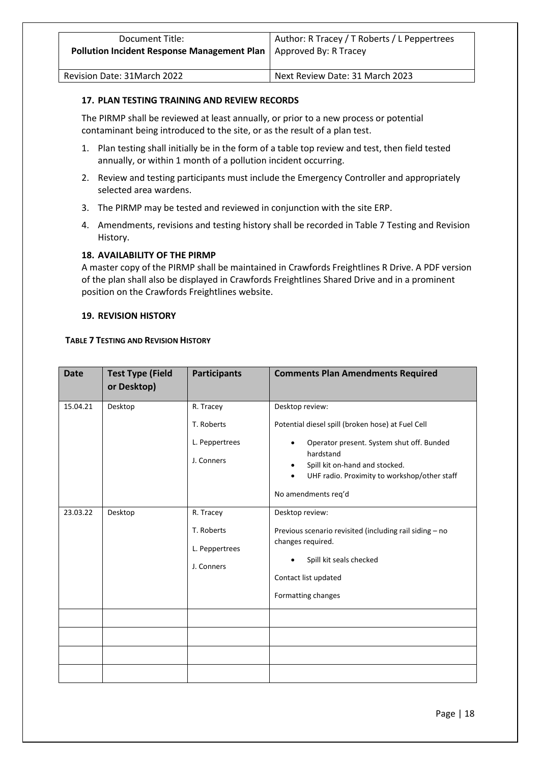## 17. PLAN TESTING TRAINING AND REVIEW RECORDS

The PIRMP shall be reviewed at least annually, or prior to a new process or potential contaminant being introduced to the site, or as the result of a plan test.

1. Plan testing shall initially be in the form of a table top review and test, then field tested annually, or within 1 month of a pollution incident occurring.
2. Review and testing participants must include the Emergency Controller and appropriately selected area wardens.
3. The PIRMP may be tested and reviewed in conjunction with the site ERP.
4. Amendments, revisions and testing history shall be recorded in Table 7 Testing and Revision History.

## 18. AVAILABILITY OF THE PIRMP

A master copy of the PIRMP shall be maintained in Crawfords Freightlines R Drive. A PDF version of the plan shall also be displayed in Crawfords Freightlines Shared Drive and in a prominent position on the Crawfords Freightlines website.

## 19. REVISION HISTORY

**TABLE 7 TESTING AND REVISION HISTORY**

| Date | Test Type (Field or Desktop) | Participants | Comments Plan Amendments Required |
|---|---|---|---|
| 15.04.21 | Desktop | R. Tracey<br>T. Roberts<br>L. Peppertrees<br>J. Conners | Desktop review:<br>Potential diesel spill (broken hose) at Fuel Cell<br>• Operator present. System shut off. Bunded hardstand<br>• Spill kit on-hand and stocked.<br>• UHF radio. Proximity to workshop/other staff<br>No amendments req'd |
| 23.03.22 | Desktop | R. Tracey<br>T. Roberts<br>L. Peppertrees<br>J. Conners | Desktop review:<br>Previous scenario revisited (including rail siding – no changes required.<br>• Spill kit seals checked<br>Contact list updated<br>Formatting changes |
| | | | |
| | | | |
| | | | |
| | | | |